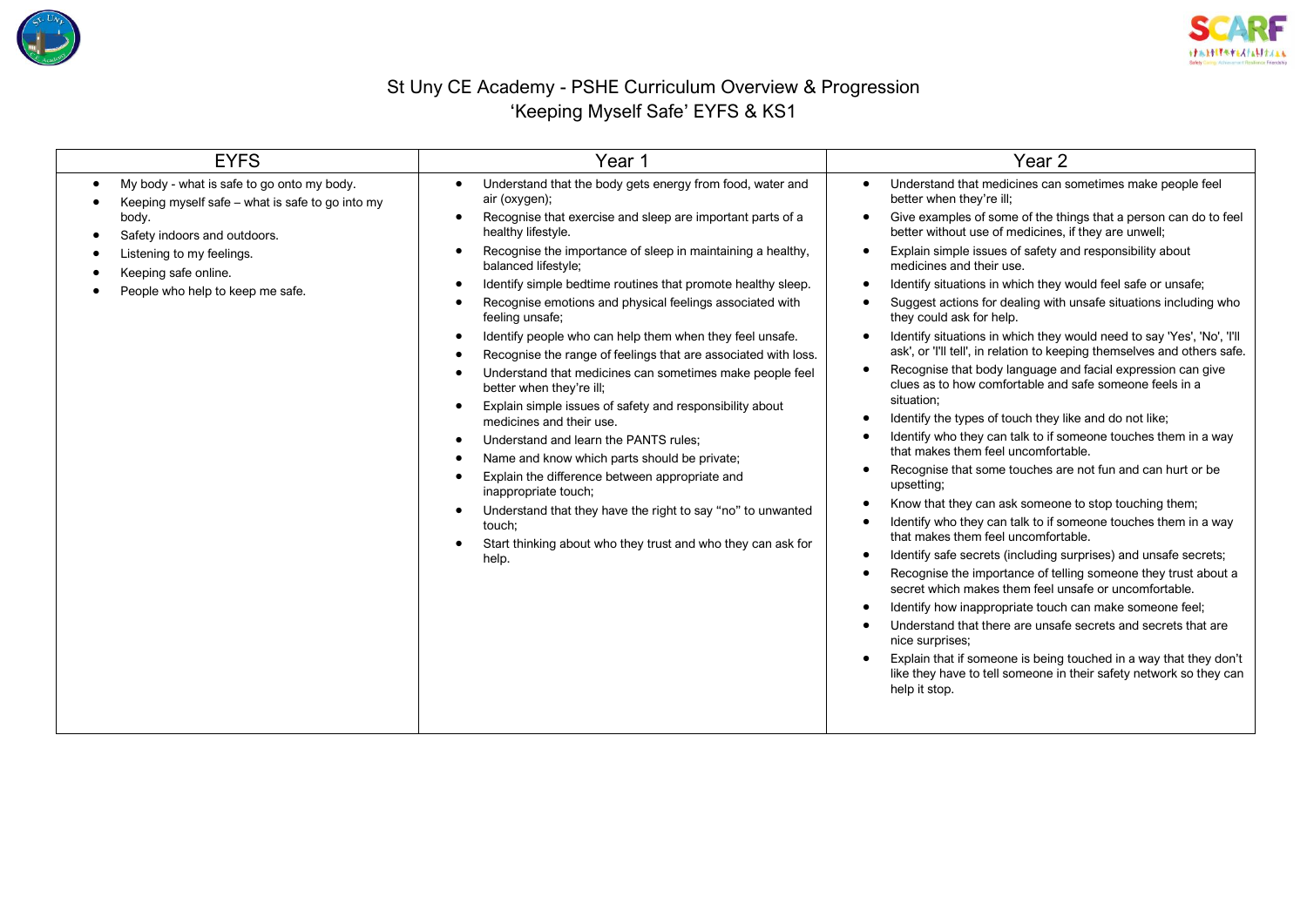# St Uny CE Academy - PSHE Curriculum Overview & Progression
## 'Keeping Myself Safe' EYFS & KS1

| EYFS | Year 1 | Year 2 |
|---|---|---|
| • My body - what is safe to go onto my body.<br>• Keeping myself safe – what is safe to go into my body.<br>• Safety indoors and outdoors.<br>• Listening to my feelings.<br>• Keeping safe online.<br>• People who help to keep me safe. | • Understand that the body gets energy from food, water and air (oxygen);<br>• Recognise that exercise and sleep are important parts of a healthy lifestyle.<br>• Recognise the importance of sleep in maintaining a healthy, balanced lifestyle;<br>• Identify simple bedtime routines that promote healthy sleep.<br>• Recognise emotions and physical feelings associated with feeling unsafe;<br>• Identify people who can help them when they feel unsafe.<br>• Recognise the range of feelings that are associated with loss.<br>• Understand that medicines can sometimes make people feel better when they're ill;<br>• Explain simple issues of safety and responsibility about medicines and their use.<br>• Understand and learn the PANTS rules;<br>• Name and know which parts should be private;<br>• Explain the difference between appropriate and inappropriate touch;<br>• Understand that they have the right to say "no" to unwanted touch;<br>• Start thinking about who they trust and who they can ask for help. | • Understand that medicines can sometimes make people feel better when they're ill;<br>• Give examples of some of the things that a person can do to feel better without use of medicines, if they are unwell;<br>• Explain simple issues of safety and responsibility about medicines and their use.<br>• Identify situations in which they would feel safe or unsafe;<br>• Suggest actions for dealing with unsafe situations including who they could ask for help.<br>• Identify situations in which they would need to say 'Yes', 'No', 'I'll ask', or 'I'll tell', in relation to keeping themselves and others safe.<br>• Recognise that body language and facial expression can give clues as to how comfortable and safe someone feels in a situation;<br>• Identify the types of touch they like and do not like;<br>• Identify who they can talk to if someone touches them in a way that makes them feel uncomfortable.<br>• Recognise that some touches are not fun and can hurt or be upsetting;<br>• Know that they can ask someone to stop touching them;<br>• Identify who they can talk to if someone touches them in a way that makes them feel uncomfortable.<br>• Identify safe secrets (including surprises) and unsafe secrets;<br>• Recognise the importance of telling someone they trust about a secret which makes them feel unsafe or uncomfortable.<br>• Identify how inappropriate touch can make someone feel;<br>• Understand that there are unsafe secrets and secrets that are nice surprises;<br>• Explain that if someone is being touched in a way that they don't like they have to tell someone in their safety network so they can help it stop. |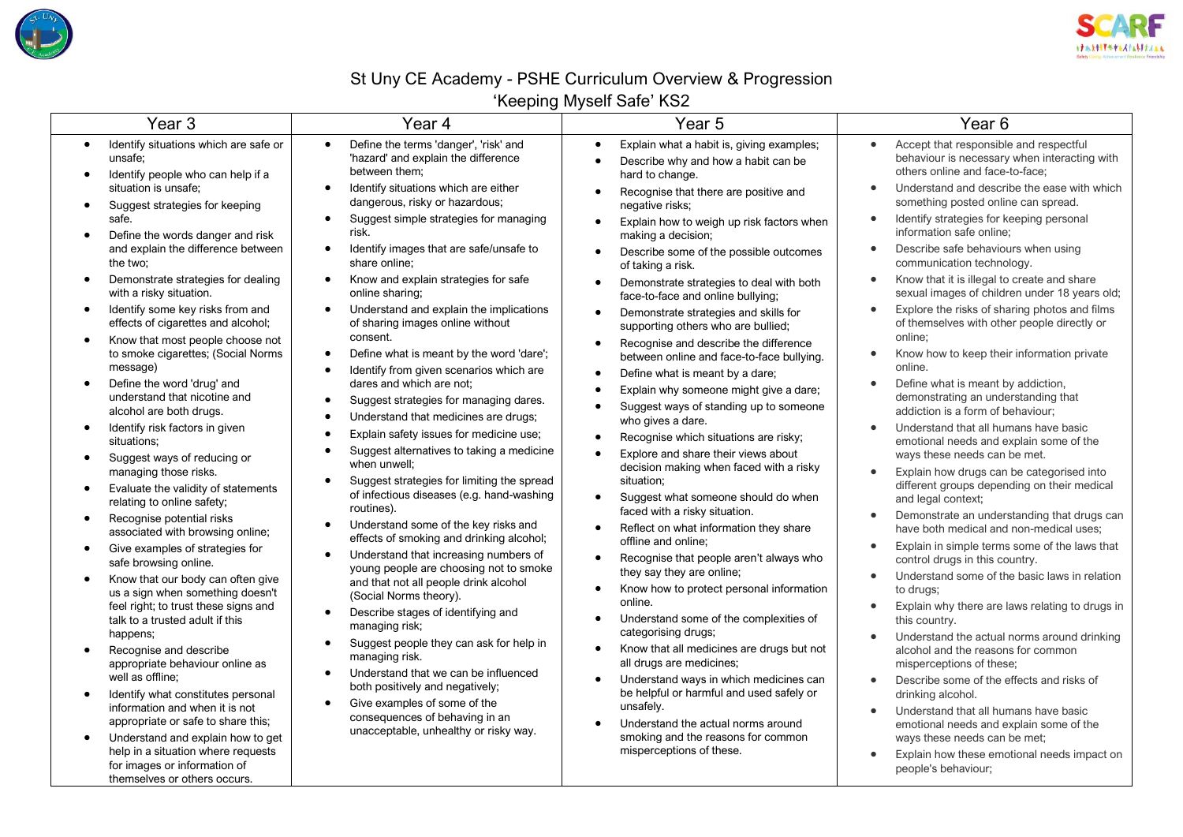# St Uny CE Academy - PSHE Curriculum Overview & Progression

## 'Keeping Myself Safe' KS2

| Year 3 | Year 4 | Year 5 | Year 6 |
|---|---|---|---|
| • Identify situations which are safe or unsafe;<br>• Identify people who can help if a situation is unsafe;<br>• Suggest strategies for keeping safe.<br>• Define the words danger and risk and explain the difference between the two;<br>• Demonstrate strategies for dealing with a risky situation.<br>• Identify some key risks from and effects of cigarettes and alcohol;<br>• Know that most people choose not to smoke cigarettes; (Social Norms message)<br>• Define the word 'drug' and understand that nicotine and alcohol are both drugs.<br>• Identify risk factors in given situations;<br>• Suggest ways of reducing or managing those risks.<br>• Evaluate the validity of statements relating to online safety;<br>• Recognise potential risks associated with browsing online;<br>• Give examples of strategies for safe browsing online.<br>• Know that our body can often give us a sign when something doesn't feel right; to trust these signs and talk to a trusted adult if this happens;<br>• Recognise and describe appropriate behaviour online as well as offline;<br>• Identify what constitutes personal information and when it is not appropriate or safe to share this;<br>• Understand and explain how to get help in a situation where requests for images or information of themselves or others occurs. | • Define the terms 'danger', 'risk' and 'hazard' and explain the difference between them;<br>• Identify situations which are either dangerous, risky or hazardous;<br>• Suggest simple strategies for managing risk.<br>• Identify images that are safe/unsafe to share online;<br>• Know and explain strategies for safe online sharing;<br>• Understand and explain the implications of sharing images online without consent.<br>• Define what is meant by the word 'dare';<br>• Identify from given scenarios which are dares and which are not;<br>• Suggest strategies for managing dares.<br>• Understand that medicines are drugs;<br>• Explain safety issues for medicine use;<br>• Suggest alternatives to taking a medicine when unwell;<br>• Suggest strategies for limiting the spread of infectious diseases (e.g. hand-washing routines).<br>• Understand some of the key risks and effects of smoking and drinking alcohol;<br>• Understand that increasing numbers of young people are choosing not to smoke and that not all people drink alcohol (Social Norms theory).<br>• Describe stages of identifying and managing risk;<br>• Suggest people they can ask for help in managing risk.<br>• Understand that we can be influenced both positively and negatively;<br>• Give examples of some of the consequences of behaving in an unacceptable, unhealthy or risky way. | • Explain what a habit is, giving examples;<br>• Describe why and how a habit can be hard to change.<br>• Recognise that there are positive and negative risks;<br>• Explain how to weigh up risk factors when making a decision;<br>• Describe some of the possible outcomes of taking a risk.<br>• Demonstrate strategies to deal with both face-to-face and online bullying;<br>• Demonstrate strategies and skills for supporting others who are bullied;<br>• Recognise and describe the difference between online and face-to-face bullying.<br>• Define what is meant by a dare;<br>• Explain why someone might give a dare;<br>• Suggest ways of standing up to someone who gives a dare.<br>• Recognise which situations are risky;<br>• Explore and share their views about decision making when faced with a risky situation;<br>• Suggest what someone should do when faced with a risky situation.<br>• Reflect on what information they share offline and online;<br>• Recognise that people aren't always who they say they are online;<br>• Know how to protect personal information online.<br>• Understand some of the complexities of categorising drugs;<br>• Know that all medicines are drugs but not all drugs are medicines;<br>• Understand ways in which medicines can be helpful or harmful and used safely or unsafely.<br>• Understand the actual norms around smoking and the reasons for common misperceptions of these. | • Accept that responsible and respectful behaviour is necessary when interacting with others online and face-to-face;<br>• Understand and describe the ease with which something posted online can spread.<br>• Identify strategies for keeping personal information safe online;<br>• Describe safe behaviours when using communication technology.<br>• Know that it is illegal to create and share sexual images of children under 18 years old;<br>• Explore the risks of sharing photos and films of themselves with other people directly or online;<br>• Know how to keep their information private online.<br>• Define what is meant by addiction, demonstrating an understanding that addiction is a form of behaviour;<br>• Understand that all humans have basic emotional needs and explain some of the ways these needs can be met.<br>• Explain how drugs can be categorised into different groups depending on their medical and legal context;<br>• Demonstrate an understanding that drugs can have both medical and non-medical uses;<br>• Explain in simple terms some of the laws that control drugs in this country.<br>• Understand some of the basic laws in relation to drugs;<br>• Explain why there are laws relating to drugs in this country.<br>• Understand the actual norms around drinking alcohol and the reasons for common misperceptions of these;<br>• Describe some of the effects and risks of drinking alcohol.<br>• Understand that all humans have basic emotional needs and explain some of the ways these needs can be met;<br>• Explain how these emotional needs impact on people's behaviour; |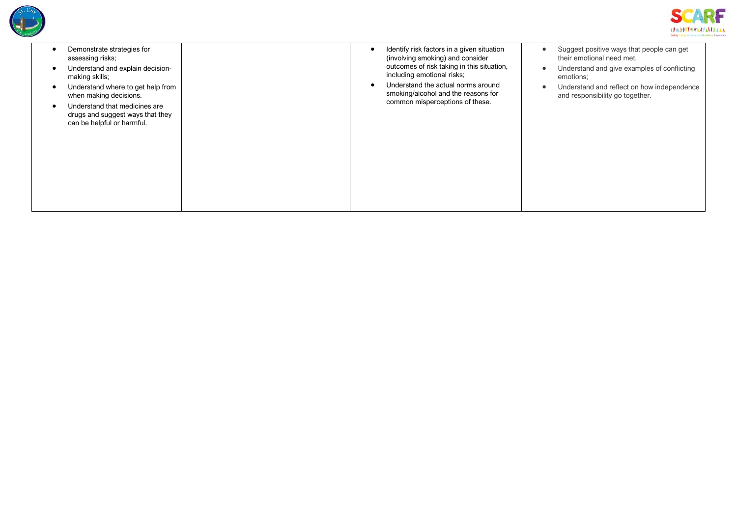| | | | |
|---|---|---|---|
| <ul><li>Demonstrate strategies for assessing risks;</li><li>Understand and explain decision-making skills;</li><li>Understand where to get help from when making decisions.</li><li>Understand that medicines are drugs and suggest ways that they can be helpful or harmful.</li></ul> | | <ul><li>Identify risk factors in a given situation (involving smoking) and consider outcomes of risk taking in this situation, including emotional risks;</li><li>Understand the actual norms around smoking/alcohol and the reasons for common misperceptions of these.</li></ul> | <ul><li>Suggest positive ways that people can get their emotional need met.</li><li>Understand and give examples of conflicting emotions;</li><li>Understand and reflect on how independence and responsibility go together.</li></ul> |